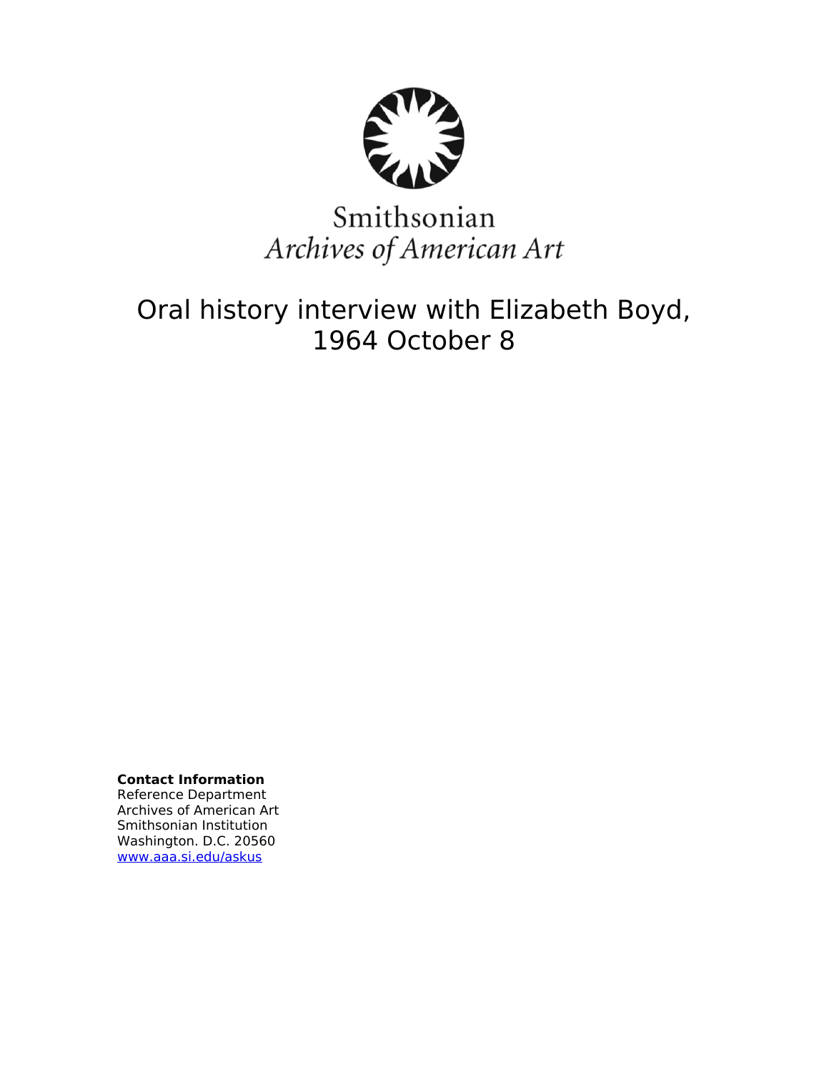Smithsonian
*Archives of American Art*

# Oral history interview with Elizabeth Boyd, 1964 October 8

**Contact Information**
Reference Department
Archives of American Art
Smithsonian Institution
Washington. D.C. 20560
[www.aaa.si.edu/askus](http://www.aaa.si.edu/askus)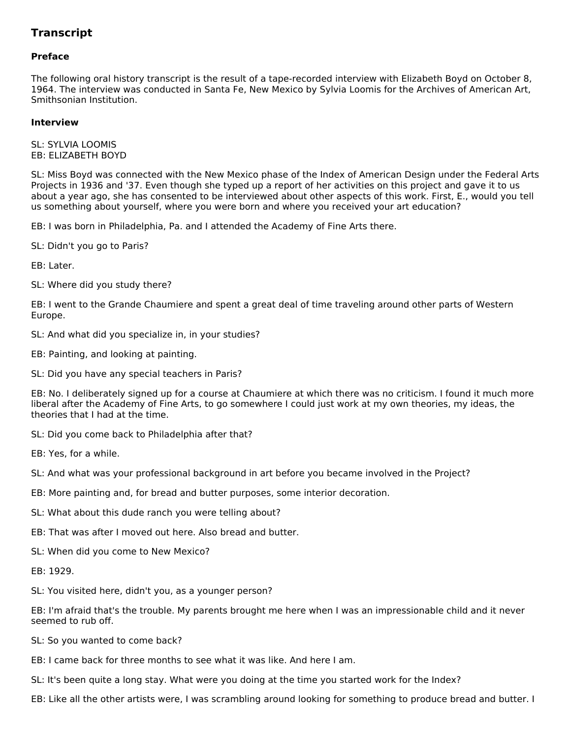## Transcript

### Preface

The following oral history transcript is the result of a tape-recorded interview with Elizabeth Boyd on October 8, 1964. The interview was conducted in Santa Fe, New Mexico by Sylvia Loomis for the Archives of American Art, Smithsonian Institution.

### Interview

SL: SYLVIA LOOMIS
EB: ELIZABETH BOYD

SL: Miss Boyd was connected with the New Mexico phase of the Index of American Design under the Federal Arts Projects in 1936 and '37. Even though she typed up a report of her activities on this project and gave it to us about a year ago, she has consented to be interviewed about other aspects of this work. First, E., would you tell us something about yourself, where you were born and where you received your art education?

EB: I was born in Philadelphia, Pa. and I attended the Academy of Fine Arts there.

SL: Didn't you go to Paris?

EB: Later.

SL: Where did you study there?

EB: I went to the Grande Chaumiere and spent a great deal of time traveling around other parts of Western Europe.

SL: And what did you specialize in, in your studies?

EB: Painting, and looking at painting.

SL: Did you have any special teachers in Paris?

EB: No. I deliberately signed up for a course at Chaumiere at which there was no criticism. I found it much more liberal after the Academy of Fine Arts, to go somewhere I could just work at my own theories, my ideas, the theories that I had at the time.

SL: Did you come back to Philadelphia after that?

EB: Yes, for a while.

SL: And what was your professional background in art before you became involved in the Project?

EB: More painting and, for bread and butter purposes, some interior decoration.

SL: What about this dude ranch you were telling about?

EB: That was after I moved out here. Also bread and butter.

SL: When did you come to New Mexico?

EB: 1929.

SL: You visited here, didn't you, as a younger person?

EB: I'm afraid that's the trouble. My parents brought me here when I was an impressionable child and it never seemed to rub off.

SL: So you wanted to come back?

EB: I came back for three months to see what it was like. And here I am.

SL: It's been quite a long stay. What were you doing at the time you started work for the Index?

EB: Like all the other artists were, I was scrambling around looking for something to produce bread and butter. I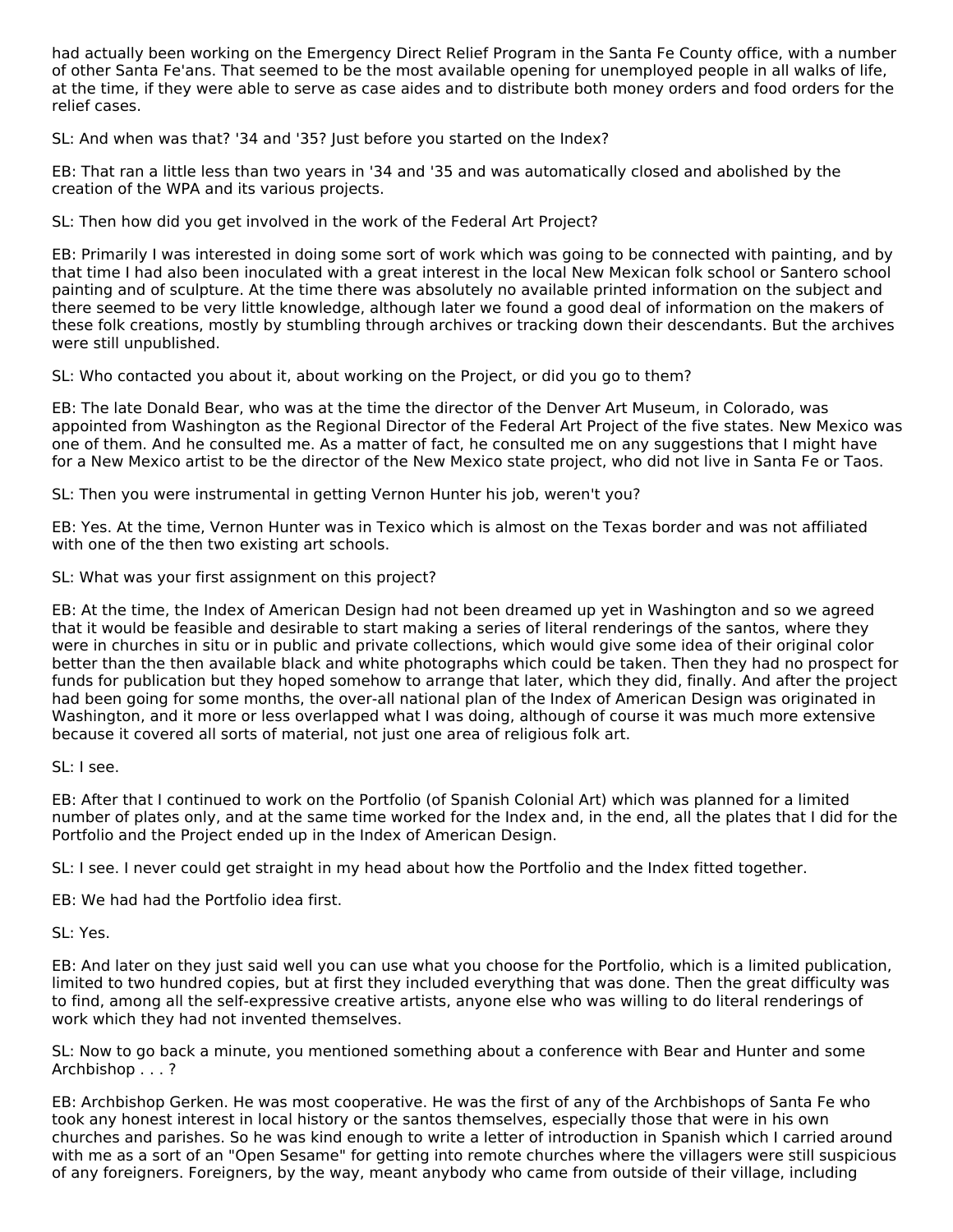had actually been working on the Emergency Direct Relief Program in the Santa Fe County office, with a number of other Santa Fe'ans. That seemed to be the most available opening for unemployed people in all walks of life, at the time, if they were able to serve as case aides and to distribute both money orders and food orders for the relief cases.

SL: And when was that? '34 and '35? Just before you started on the Index?

EB: That ran a little less than two years in '34 and '35 and was automatically closed and abolished by the creation of the WPA and its various projects.

SL: Then how did you get involved in the work of the Federal Art Project?

EB: Primarily I was interested in doing some sort of work which was going to be connected with painting, and by that time I had also been inoculated with a great interest in the local New Mexican folk school or Santero school painting and of sculpture. At the time there was absolutely no available printed information on the subject and there seemed to be very little knowledge, although later we found a good deal of information on the makers of these folk creations, mostly by stumbling through archives or tracking down their descendants. But the archives were still unpublished.

SL: Who contacted you about it, about working on the Project, or did you go to them?

EB: The late Donald Bear, who was at the time the director of the Denver Art Museum, in Colorado, was appointed from Washington as the Regional Director of the Federal Art Project of the five states. New Mexico was one of them. And he consulted me. As a matter of fact, he consulted me on any suggestions that I might have for a New Mexico artist to be the director of the New Mexico state project, who did not live in Santa Fe or Taos.

SL: Then you were instrumental in getting Vernon Hunter his job, weren't you?

EB: Yes. At the time, Vernon Hunter was in Texico which is almost on the Texas border and was not affiliated with one of the then two existing art schools.

SL: What was your first assignment on this project?

EB: At the time, the Index of American Design had not been dreamed up yet in Washington and so we agreed that it would be feasible and desirable to start making a series of literal renderings of the santos, where they were in churches in situ or in public and private collections, which would give some idea of their original color better than the then available black and white photographs which could be taken. Then they had no prospect for funds for publication but they hoped somehow to arrange that later, which they did, finally. And after the project had been going for some months, the over-all national plan of the Index of American Design was originated in Washington, and it more or less overlapped what I was doing, although of course it was much more extensive because it covered all sorts of material, not just one area of religious folk art.

SL: I see.

EB: After that I continued to work on the Portfolio (of Spanish Colonial Art) which was planned for a limited number of plates only, and at the same time worked for the Index and, in the end, all the plates that I did for the Portfolio and the Project ended up in the Index of American Design.

SL: I see. I never could get straight in my head about how the Portfolio and the Index fitted together.

EB: We had had the Portfolio idea first.

SL: Yes.

EB: And later on they just said well you can use what you choose for the Portfolio, which is a limited publication, limited to two hundred copies, but at first they included everything that was done. Then the great difficulty was to find, among all the self-expressive creative artists, anyone else who was willing to do literal renderings of work which they had not invented themselves.

SL: Now to go back a minute, you mentioned something about a conference with Bear and Hunter and some Archbishop . . . ?

EB: Archbishop Gerken. He was most cooperative. He was the first of any of the Archbishops of Santa Fe who took any honest interest in local history or the santos themselves, especially those that were in his own churches and parishes. So he was kind enough to write a letter of introduction in Spanish which I carried around with me as a sort of an "Open Sesame" for getting into remote churches where the villagers were still suspicious of any foreigners. Foreigners, by the way, meant anybody who came from outside of their village, including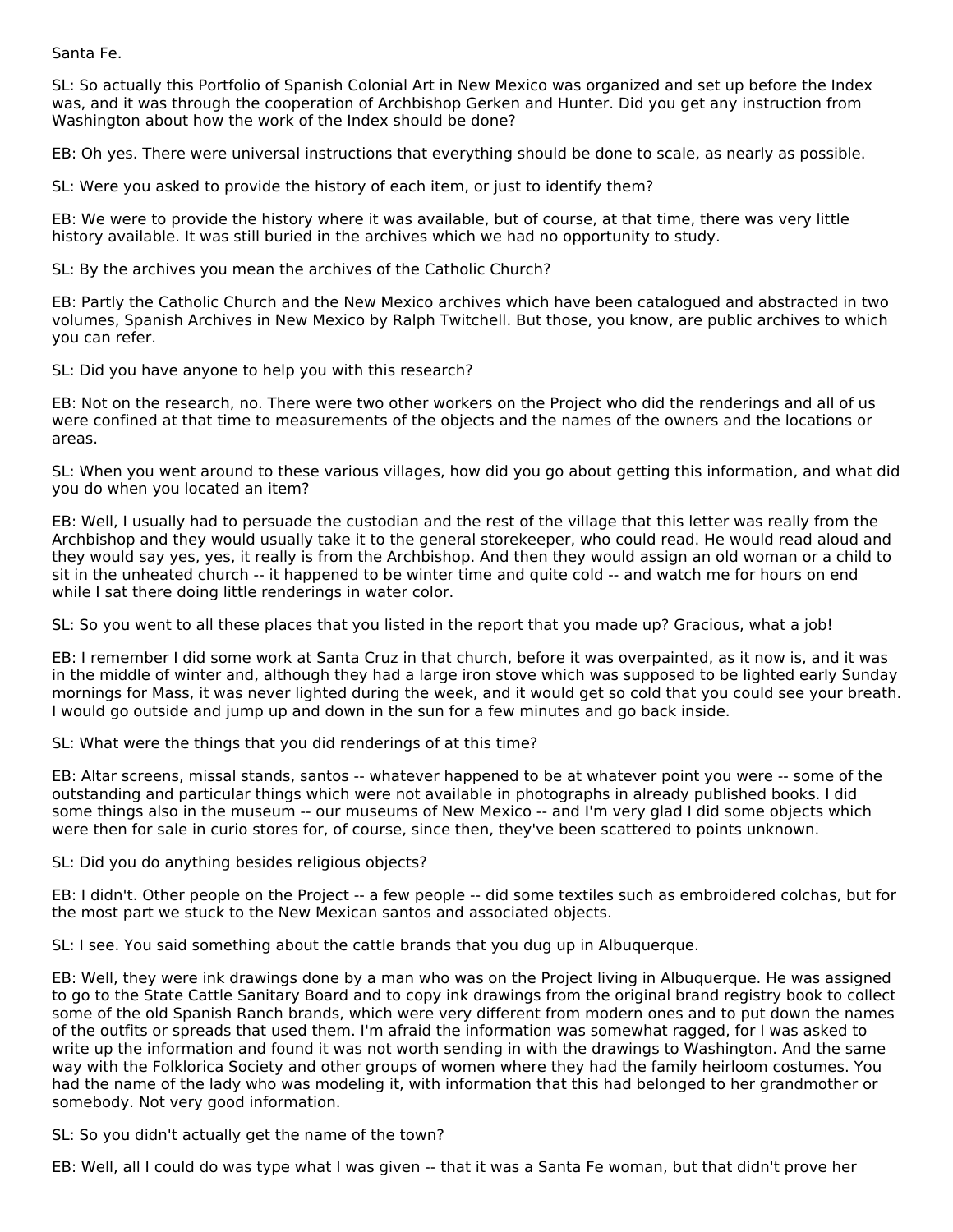Santa Fe.

SL: So actually this Portfolio of Spanish Colonial Art in New Mexico was organized and set up before the Index was, and it was through the cooperation of Archbishop Gerken and Hunter. Did you get any instruction from Washington about how the work of the Index should be done?

EB: Oh yes. There were universal instructions that everything should be done to scale, as nearly as possible.

SL: Were you asked to provide the history of each item, or just to identify them?

EB: We were to provide the history where it was available, but of course, at that time, there was very little history available. It was still buried in the archives which we had no opportunity to study.

SL: By the archives you mean the archives of the Catholic Church?

EB: Partly the Catholic Church and the New Mexico archives which have been catalogued and abstracted in two volumes, Spanish Archives in New Mexico by Ralph Twitchell. But those, you know, are public archives to which you can refer.

SL: Did you have anyone to help you with this research?

EB: Not on the research, no. There were two other workers on the Project who did the renderings and all of us were confined at that time to measurements of the objects and the names of the owners and the locations or areas.

SL: When you went around to these various villages, how did you go about getting this information, and what did you do when you located an item?

EB: Well, I usually had to persuade the custodian and the rest of the village that this letter was really from the Archbishop and they would usually take it to the general storekeeper, who could read. He would read aloud and they would say yes, yes, it really is from the Archbishop. And then they would assign an old woman or a child to sit in the unheated church -- it happened to be winter time and quite cold -- and watch me for hours on end while I sat there doing little renderings in water color.

SL: So you went to all these places that you listed in the report that you made up? Gracious, what a job!

EB: I remember I did some work at Santa Cruz in that church, before it was overpainted, as it now is, and it was in the middle of winter and, although they had a large iron stove which was supposed to be lighted early Sunday mornings for Mass, it was never lighted during the week, and it would get so cold that you could see your breath. I would go outside and jump up and down in the sun for a few minutes and go back inside.

SL: What were the things that you did renderings of at this time?

EB: Altar screens, missal stands, santos -- whatever happened to be at whatever point you were -- some of the outstanding and particular things which were not available in photographs in already published books. I did some things also in the museum -- our museums of New Mexico -- and I'm very glad I did some objects which were then for sale in curio stores for, of course, since then, they've been scattered to points unknown.

SL: Did you do anything besides religious objects?

EB: I didn't. Other people on the Project -- a few people -- did some textiles such as embroidered colchas, but for the most part we stuck to the New Mexican santos and associated objects.

SL: I see. You said something about the cattle brands that you dug up in Albuquerque.

EB: Well, they were ink drawings done by a man who was on the Project living in Albuquerque. He was assigned to go to the State Cattle Sanitary Board and to copy ink drawings from the original brand registry book to collect some of the old Spanish Ranch brands, which were very different from modern ones and to put down the names of the outfits or spreads that used them. I'm afraid the information was somewhat ragged, for I was asked to write up the information and found it was not worth sending in with the drawings to Washington. And the same way with the Folklorica Society and other groups of women where they had the family heirloom costumes. You had the name of the lady who was modeling it, with information that this had belonged to her grandmother or somebody. Not very good information.

SL: So you didn't actually get the name of the town?

EB: Well, all I could do was type what I was given -- that it was a Santa Fe woman, but that didn't prove her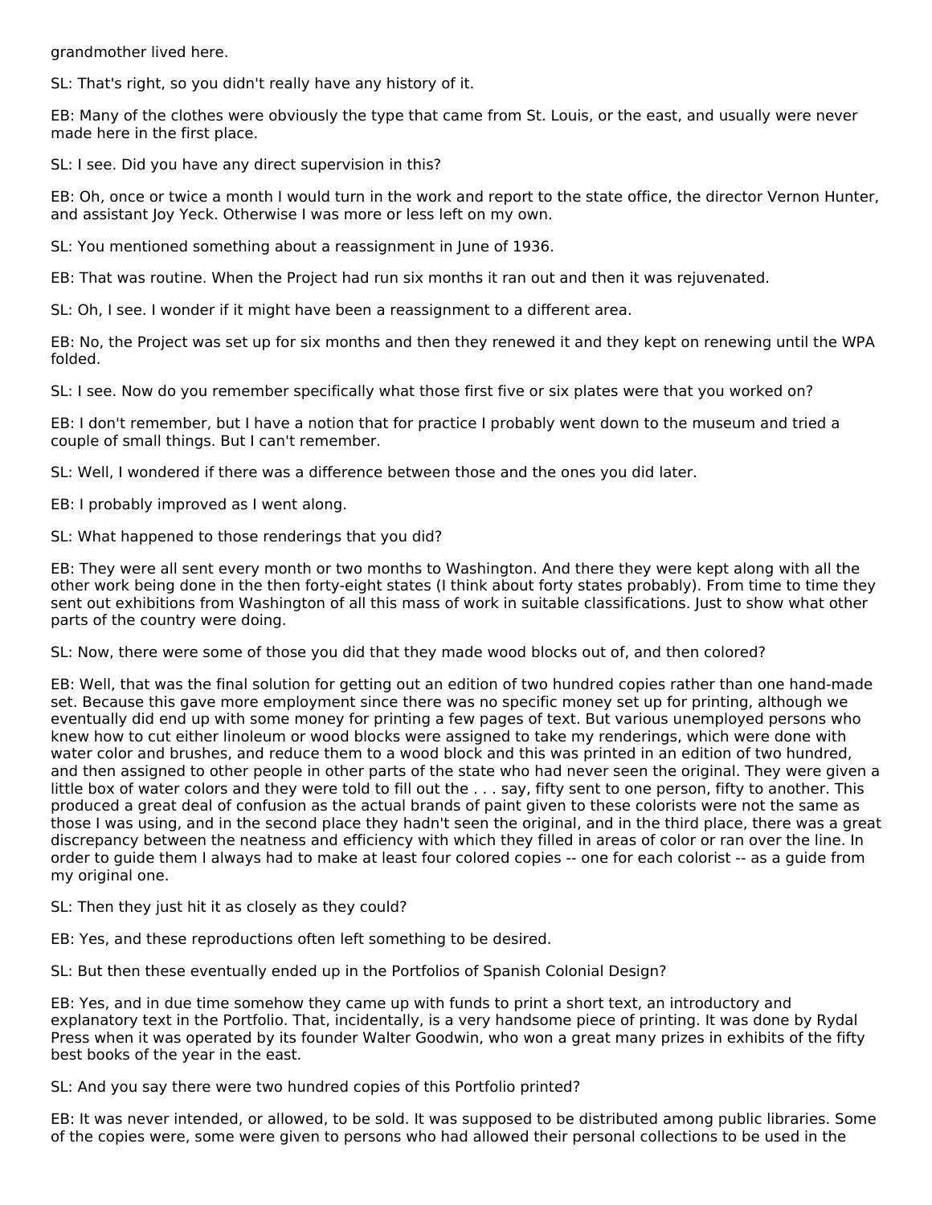grandmother lived here.

SL: That's right, so you didn't really have any history of it.

EB: Many of the clothes were obviously the type that came from St. Louis, or the east, and usually were never made here in the first place.

SL: I see. Did you have any direct supervision in this?

EB: Oh, once or twice a month I would turn in the work and report to the state office, the director Vernon Hunter, and assistant Joy Yeck. Otherwise I was more or less left on my own.

SL: You mentioned something about a reassignment in June of 1936.

EB: That was routine. When the Project had run six months it ran out and then it was rejuvenated.

SL: Oh, I see. I wonder if it might have been a reassignment to a different area.

EB: No, the Project was set up for six months and then they renewed it and they kept on renewing until the WPA folded.

SL: I see. Now do you remember specifically what those first five or six plates were that you worked on?

EB: I don't remember, but I have a notion that for practice I probably went down to the museum and tried a couple of small things. But I can't remember.

SL: Well, I wondered if there was a difference between those and the ones you did later.

EB: I probably improved as I went along.

SL: What happened to those renderings that you did?

EB: They were all sent every month or two months to Washington. And there they were kept along with all the other work being done in the then forty-eight states (I think about forty states probably). From time to time they sent out exhibitions from Washington of all this mass of work in suitable classifications. Just to show what other parts of the country were doing.

SL: Now, there were some of those you did that they made wood blocks out of, and then colored?

EB: Well, that was the final solution for getting out an edition of two hundred copies rather than one hand-made set. Because this gave more employment since there was no specific money set up for printing, although we eventually did end up with some money for printing a few pages of text. But various unemployed persons who knew how to cut either linoleum or wood blocks were assigned to take my renderings, which were done with water color and brushes, and reduce them to a wood block and this was printed in an edition of two hundred, and then assigned to other people in other parts of the state who had never seen the original. They were given a little box of water colors and they were told to fill out the . . . say, fifty sent to one person, fifty to another. This produced a great deal of confusion as the actual brands of paint given to these colorists were not the same as those I was using, and in the second place they hadn't seen the original, and in the third place, there was a great discrepancy between the neatness and efficiency with which they filled in areas of color or ran over the line. In order to guide them I always had to make at least four colored copies -- one for each colorist -- as a guide from my original one.

SL: Then they just hit it as closely as they could?

EB: Yes, and these reproductions often left something to be desired.

SL: But then these eventually ended up in the Portfolios of Spanish Colonial Design?

EB: Yes, and in due time somehow they came up with funds to print a short text, an introductory and explanatory text in the Portfolio. That, incidentally, is a very handsome piece of printing. It was done by Rydal Press when it was operated by its founder Walter Goodwin, who won a great many prizes in exhibits of the fifty best books of the year in the east.

SL: And you say there were two hundred copies of this Portfolio printed?

EB: It was never intended, or allowed, to be sold. It was supposed to be distributed among public libraries. Some of the copies were, some were given to persons who had allowed their personal collections to be used in the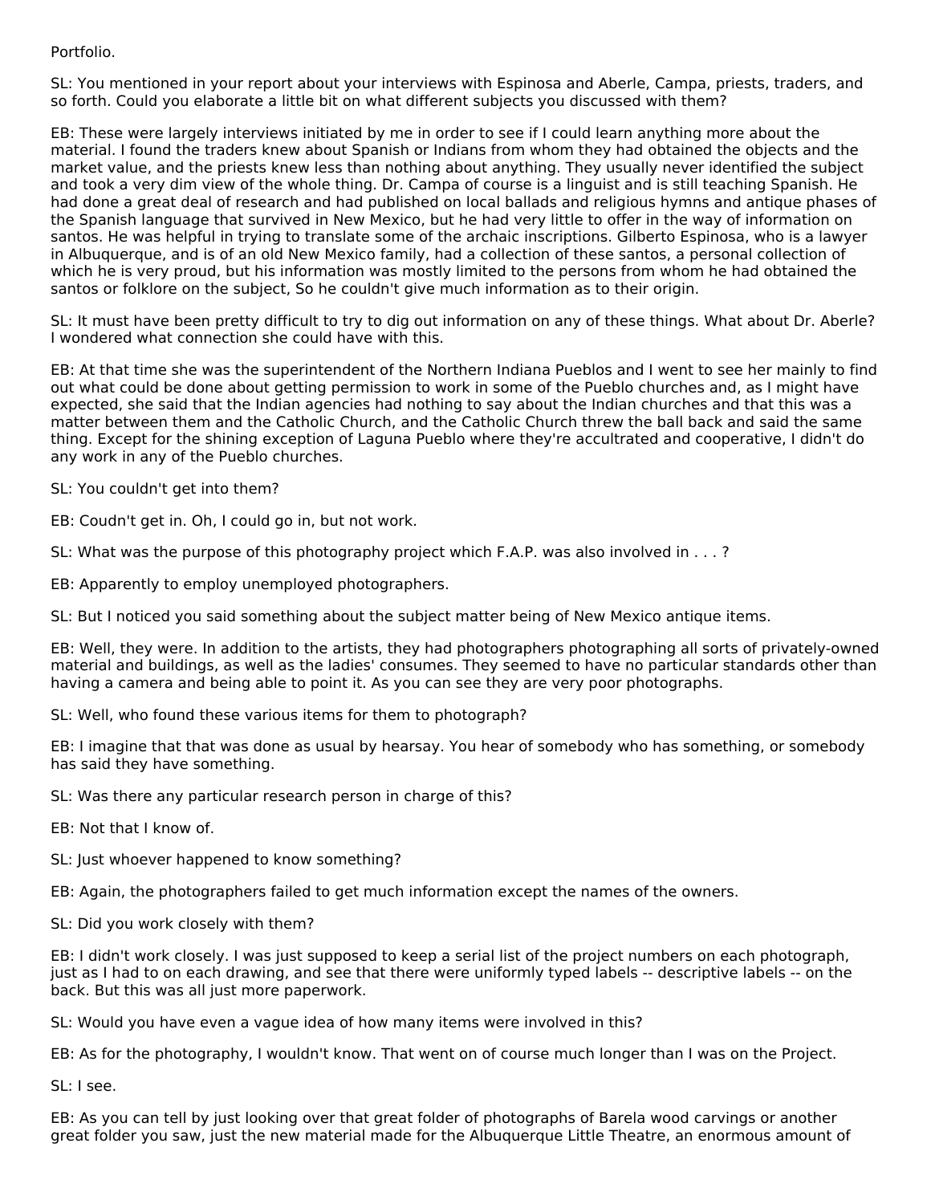Portfolio.

SL: You mentioned in your report about your interviews with Espinosa and Aberle, Campa, priests, traders, and so forth. Could you elaborate a little bit on what different subjects you discussed with them?

EB: These were largely interviews initiated by me in order to see if I could learn anything more about the material. I found the traders knew about Spanish or Indians from whom they had obtained the objects and the market value, and the priests knew less than nothing about anything. They usually never identified the subject and took a very dim view of the whole thing. Dr. Campa of course is a linguist and is still teaching Spanish. He had done a great deal of research and had published on local ballads and religious hymns and antique phases of the Spanish language that survived in New Mexico, but he had very little to offer in the way of information on santos. He was helpful in trying to translate some of the archaic inscriptions. Gilberto Espinosa, who is a lawyer in Albuquerque, and is of an old New Mexico family, had a collection of these santos, a personal collection of which he is very proud, but his information was mostly limited to the persons from whom he had obtained the santos or folklore on the subject, So he couldn't give much information as to their origin.

SL: It must have been pretty difficult to try to dig out information on any of these things. What about Dr. Aberle? I wondered what connection she could have with this.

EB: At that time she was the superintendent of the Northern Indiana Pueblos and I went to see her mainly to find out what could be done about getting permission to work in some of the Pueblo churches and, as I might have expected, she said that the Indian agencies had nothing to say about the Indian churches and that this was a matter between them and the Catholic Church, and the Catholic Church threw the ball back and said the same thing. Except for the shining exception of Laguna Pueblo where they're accultrated and cooperative, I didn't do any work in any of the Pueblo churches.

SL: You couldn't get into them?

EB: Coudn't get in. Oh, I could go in, but not work.

SL: What was the purpose of this photography project which F.A.P. was also involved in . . . ?

EB: Apparently to employ unemployed photographers.

SL: But I noticed you said something about the subject matter being of New Mexico antique items.

EB: Well, they were. In addition to the artists, they had photographers photographing all sorts of privately-owned material and buildings, as well as the ladies' consumes. They seemed to have no particular standards other than having a camera and being able to point it. As you can see they are very poor photographs.

SL: Well, who found these various items for them to photograph?

EB: I imagine that that was done as usual by hearsay. You hear of somebody who has something, or somebody has said they have something.

SL: Was there any particular research person in charge of this?

EB: Not that I know of.

SL: Just whoever happened to know something?

EB: Again, the photographers failed to get much information except the names of the owners.

SL: Did you work closely with them?

EB: I didn't work closely. I was just supposed to keep a serial list of the project numbers on each photograph, just as I had to on each drawing, and see that there were uniformly typed labels -- descriptive labels -- on the back. But this was all just more paperwork.

SL: Would you have even a vague idea of how many items were involved in this?

EB: As for the photography, I wouldn't know. That went on of course much longer than I was on the Project.

SL: I see.

EB: As you can tell by just looking over that great folder of photographs of Barela wood carvings or another great folder you saw, just the new material made for the Albuquerque Little Theatre, an enormous amount of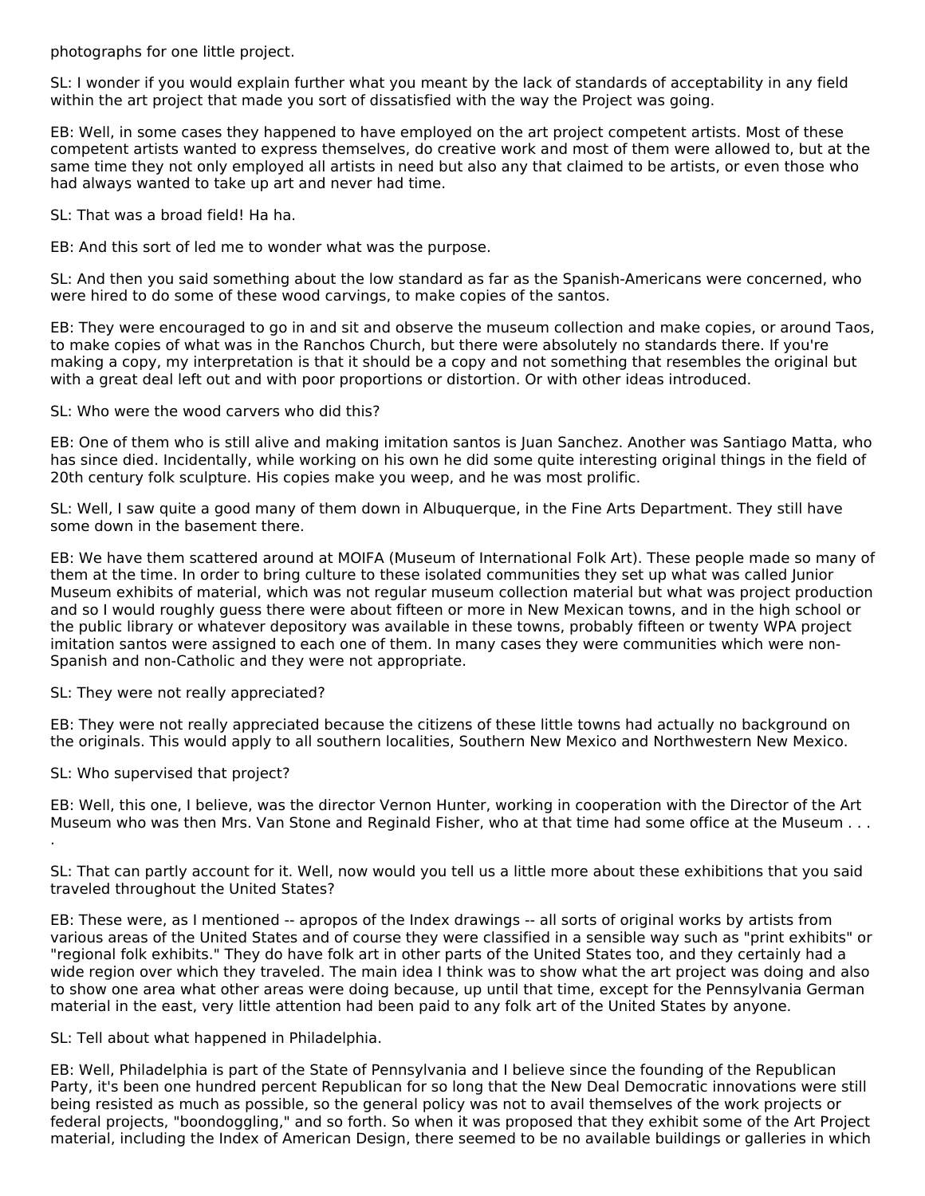photographs for one little project.

SL: I wonder if you would explain further what you meant by the lack of standards of acceptability in any field within the art project that made you sort of dissatisfied with the way the Project was going.

EB: Well, in some cases they happened to have employed on the art project competent artists. Most of these competent artists wanted to express themselves, do creative work and most of them were allowed to, but at the same time they not only employed all artists in need but also any that claimed to be artists, or even those who had always wanted to take up art and never had time.

SL: That was a broad field! Ha ha.

EB: And this sort of led me to wonder what was the purpose.

SL: And then you said something about the low standard as far as the Spanish-Americans were concerned, who were hired to do some of these wood carvings, to make copies of the santos.

EB: They were encouraged to go in and sit and observe the museum collection and make copies, or around Taos, to make copies of what was in the Ranchos Church, but there were absolutely no standards there. If you're making a copy, my interpretation is that it should be a copy and not something that resembles the original but with a great deal left out and with poor proportions or distortion. Or with other ideas introduced.

SL: Who were the wood carvers who did this?

EB: One of them who is still alive and making imitation santos is Juan Sanchez. Another was Santiago Matta, who has since died. Incidentally, while working on his own he did some quite interesting original things in the field of 20th century folk sculpture. His copies make you weep, and he was most prolific.

SL: Well, I saw quite a good many of them down in Albuquerque, in the Fine Arts Department. They still have some down in the basement there.

EB: We have them scattered around at MOIFA (Museum of International Folk Art). These people made so many of them at the time. In order to bring culture to these isolated communities they set up what was called Junior Museum exhibits of material, which was not regular museum collection material but what was project production and so I would roughly guess there were about fifteen or more in New Mexican towns, and in the high school or the public library or whatever depository was available in these towns, probably fifteen or twenty WPA project imitation santos were assigned to each one of them. In many cases they were communities which were non-Spanish and non-Catholic and they were not appropriate.

SL: They were not really appreciated?

EB: They were not really appreciated because the citizens of these little towns had actually no background on the originals. This would apply to all southern localities, Southern New Mexico and Northwestern New Mexico.

SL: Who supervised that project?

EB: Well, this one, I believe, was the director Vernon Hunter, working in cooperation with the Director of the Art Museum who was then Mrs. Van Stone and Reginald Fisher, who at that time had some office at the Museum . . . .

SL: That can partly account for it. Well, now would you tell us a little more about these exhibitions that you said traveled throughout the United States?

EB: These were, as I mentioned -- apropos of the Index drawings -- all sorts of original works by artists from various areas of the United States and of course they were classified in a sensible way such as "print exhibits" or "regional folk exhibits." They do have folk art in other parts of the United States too, and they certainly had a wide region over which they traveled. The main idea I think was to show what the art project was doing and also to show one area what other areas were doing because, up until that time, except for the Pennsylvania German material in the east, very little attention had been paid to any folk art of the United States by anyone.

SL: Tell about what happened in Philadelphia.

EB: Well, Philadelphia is part of the State of Pennsylvania and I believe since the founding of the Republican Party, it's been one hundred percent Republican for so long that the New Deal Democratic innovations were still being resisted as much as possible, so the general policy was not to avail themselves of the work projects or federal projects, "boondoggling," and so forth. So when it was proposed that they exhibit some of the Art Project material, including the Index of American Design, there seemed to be no available buildings or galleries in which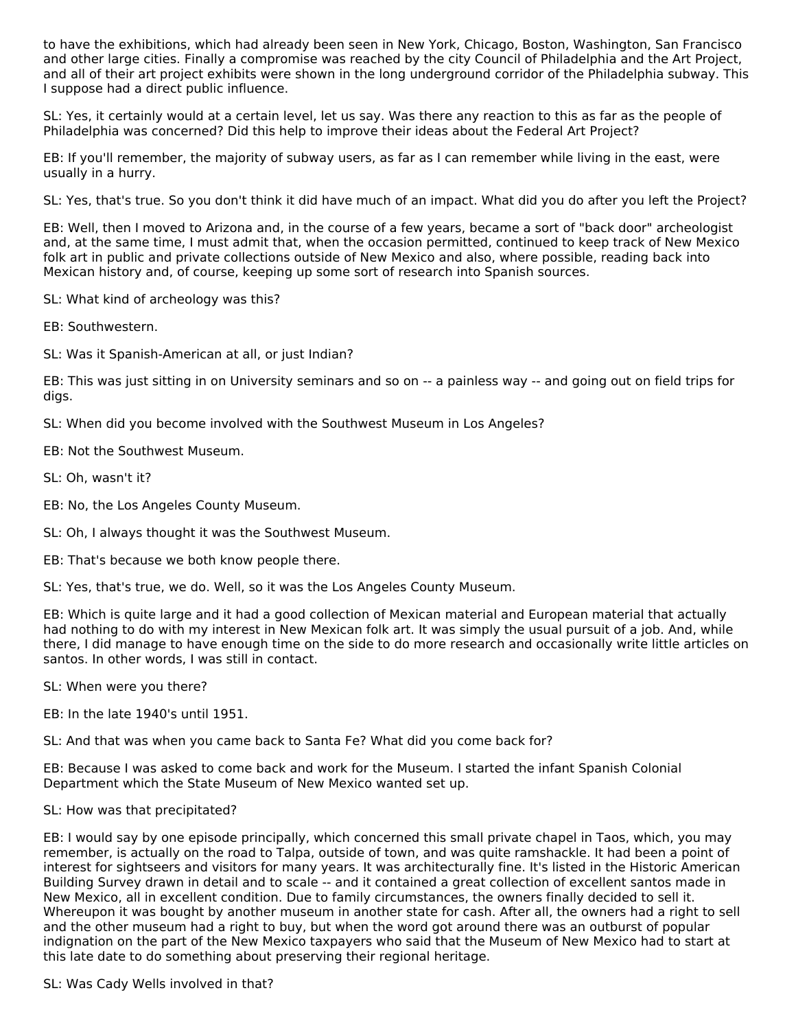to have the exhibitions, which had already been seen in New York, Chicago, Boston, Washington, San Francisco and other large cities. Finally a compromise was reached by the city Council of Philadelphia and the Art Project, and all of their art project exhibits were shown in the long underground corridor of the Philadelphia subway. This I suppose had a direct public influence.

SL: Yes, it certainly would at a certain level, let us say. Was there any reaction to this as far as the people of Philadelphia was concerned? Did this help to improve their ideas about the Federal Art Project?

EB: If you'll remember, the majority of subway users, as far as I can remember while living in the east, were usually in a hurry.

SL: Yes, that's true. So you don't think it did have much of an impact. What did you do after you left the Project?

EB: Well, then I moved to Arizona and, in the course of a few years, became a sort of "back door" archeologist and, at the same time, I must admit that, when the occasion permitted, continued to keep track of New Mexico folk art in public and private collections outside of New Mexico and also, where possible, reading back into Mexican history and, of course, keeping up some sort of research into Spanish sources.

SL: What kind of archeology was this?

EB: Southwestern.

SL: Was it Spanish-American at all, or just Indian?

EB: This was just sitting in on University seminars and so on -- a painless way -- and going out on field trips for digs.

SL: When did you become involved with the Southwest Museum in Los Angeles?

EB: Not the Southwest Museum.

SL: Oh, wasn't it?

EB: No, the Los Angeles County Museum.

SL: Oh, I always thought it was the Southwest Museum.

EB: That's because we both know people there.

SL: Yes, that's true, we do. Well, so it was the Los Angeles County Museum.

EB: Which is quite large and it had a good collection of Mexican material and European material that actually had nothing to do with my interest in New Mexican folk art. It was simply the usual pursuit of a job. And, while there, I did manage to have enough time on the side to do more research and occasionally write little articles on santos. In other words, I was still in contact.

SL: When were you there?

EB: In the late 1940's until 1951.

SL: And that was when you came back to Santa Fe? What did you come back for?

EB: Because I was asked to come back and work for the Museum. I started the infant Spanish Colonial Department which the State Museum of New Mexico wanted set up.

SL: How was that precipitated?

EB: I would say by one episode principally, which concerned this small private chapel in Taos, which, you may remember, is actually on the road to Talpa, outside of town, and was quite ramshackle. It had been a point of interest for sightseers and visitors for many years. It was architecturally fine. It's listed in the Historic American Building Survey drawn in detail and to scale -- and it contained a great collection of excellent santos made in New Mexico, all in excellent condition. Due to family circumstances, the owners finally decided to sell it. Whereupon it was bought by another museum in another state for cash. After all, the owners had a right to sell and the other museum had a right to buy, but when the word got around there was an outburst of popular indignation on the part of the New Mexico taxpayers who said that the Museum of New Mexico had to start at this late date to do something about preserving their regional heritage.

SL: Was Cady Wells involved in that?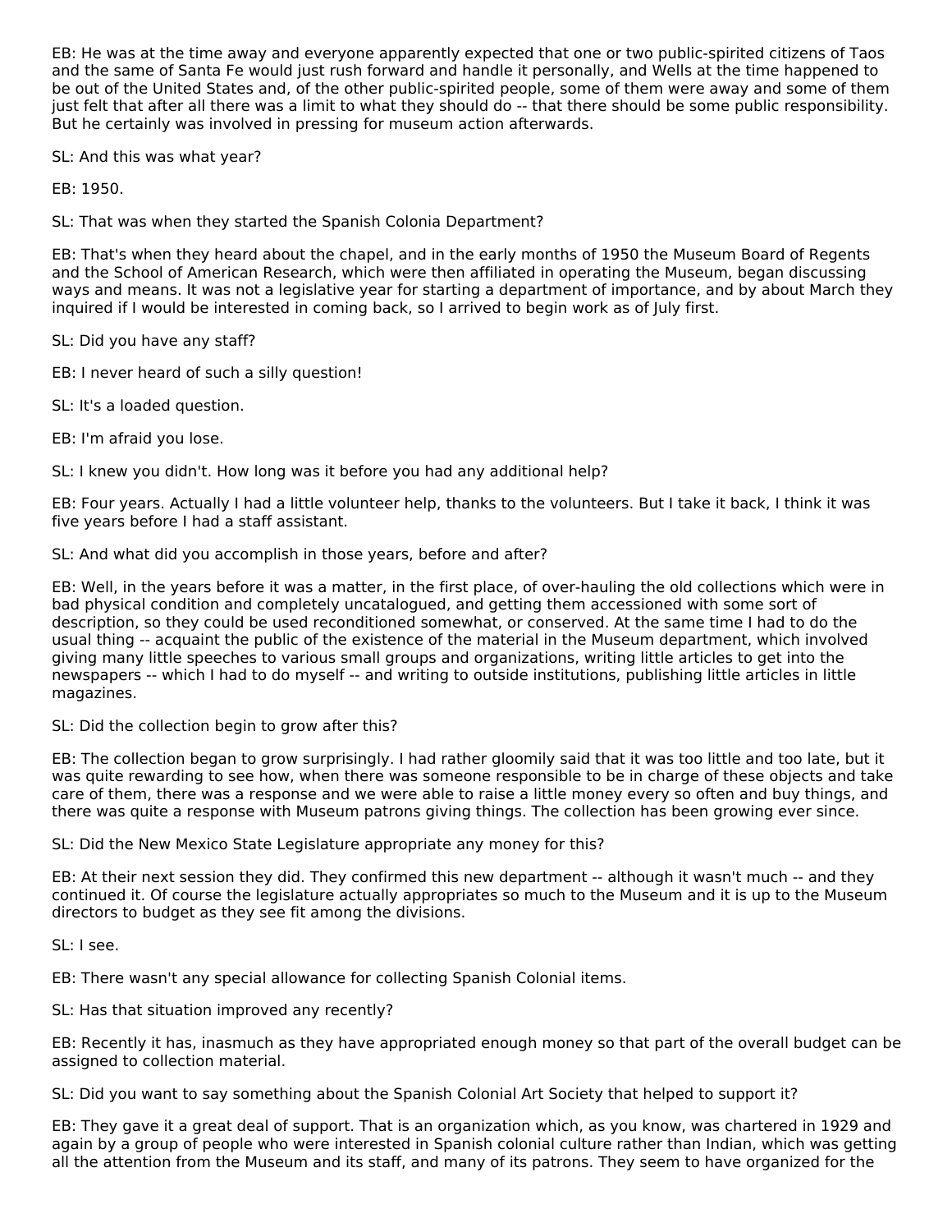EB: He was at the time away and everyone apparently expected that one or two public-spirited citizens of Taos and the same of Santa Fe would just rush forward and handle it personally, and Wells at the time happened to be out of the United States and, of the other public-spirited people, some of them were away and some of them just felt that after all there was a limit to what they should do -- that there should be some public responsibility. But he certainly was involved in pressing for museum action afterwards.

SL: And this was what year?

EB: 1950.

SL: That was when they started the Spanish Colonia Department?

EB: That's when they heard about the chapel, and in the early months of 1950 the Museum Board of Regents and the School of American Research, which were then affiliated in operating the Museum, began discussing ways and means. It was not a legislative year for starting a department of importance, and by about March they inquired if I would be interested in coming back, so I arrived to begin work as of July first.

SL: Did you have any staff?

EB: I never heard of such a silly question!

SL: It's a loaded question.

EB: I'm afraid you lose.

SL: I knew you didn't. How long was it before you had any additional help?

EB: Four years. Actually I had a little volunteer help, thanks to the volunteers. But I take it back, I think it was five years before I had a staff assistant.

SL: And what did you accomplish in those years, before and after?

EB: Well, in the years before it was a matter, in the first place, of over-hauling the old collections which were in bad physical condition and completely uncatalogued, and getting them accessioned with some sort of description, so they could be used reconditioned somewhat, or conserved. At the same time I had to do the usual thing -- acquaint the public of the existence of the material in the Museum department, which involved giving many little speeches to various small groups and organizations, writing little articles to get into the newspapers -- which I had to do myself -- and writing to outside institutions, publishing little articles in little magazines.

SL: Did the collection begin to grow after this?

EB: The collection began to grow surprisingly. I had rather gloomily said that it was too little and too late, but it was quite rewarding to see how, when there was someone responsible to be in charge of these objects and take care of them, there was a response and we were able to raise a little money every so often and buy things, and there was quite a response with Museum patrons giving things. The collection has been growing ever since.

SL: Did the New Mexico State Legislature appropriate any money for this?

EB: At their next session they did. They confirmed this new department -- although it wasn't much -- and they continued it. Of course the legislature actually appropriates so much to the Museum and it is up to the Museum directors to budget as they see fit among the divisions.

SL: I see.

EB: There wasn't any special allowance for collecting Spanish Colonial items.

SL: Has that situation improved any recently?

EB: Recently it has, inasmuch as they have appropriated enough money so that part of the overall budget can be assigned to collection material.

SL: Did you want to say something about the Spanish Colonial Art Society that helped to support it?

EB: They gave it a great deal of support. That is an organization which, as you know, was chartered in 1929 and again by a group of people who were interested in Spanish colonial culture rather than Indian, which was getting all the attention from the Museum and its staff, and many of its patrons. They seem to have organized for the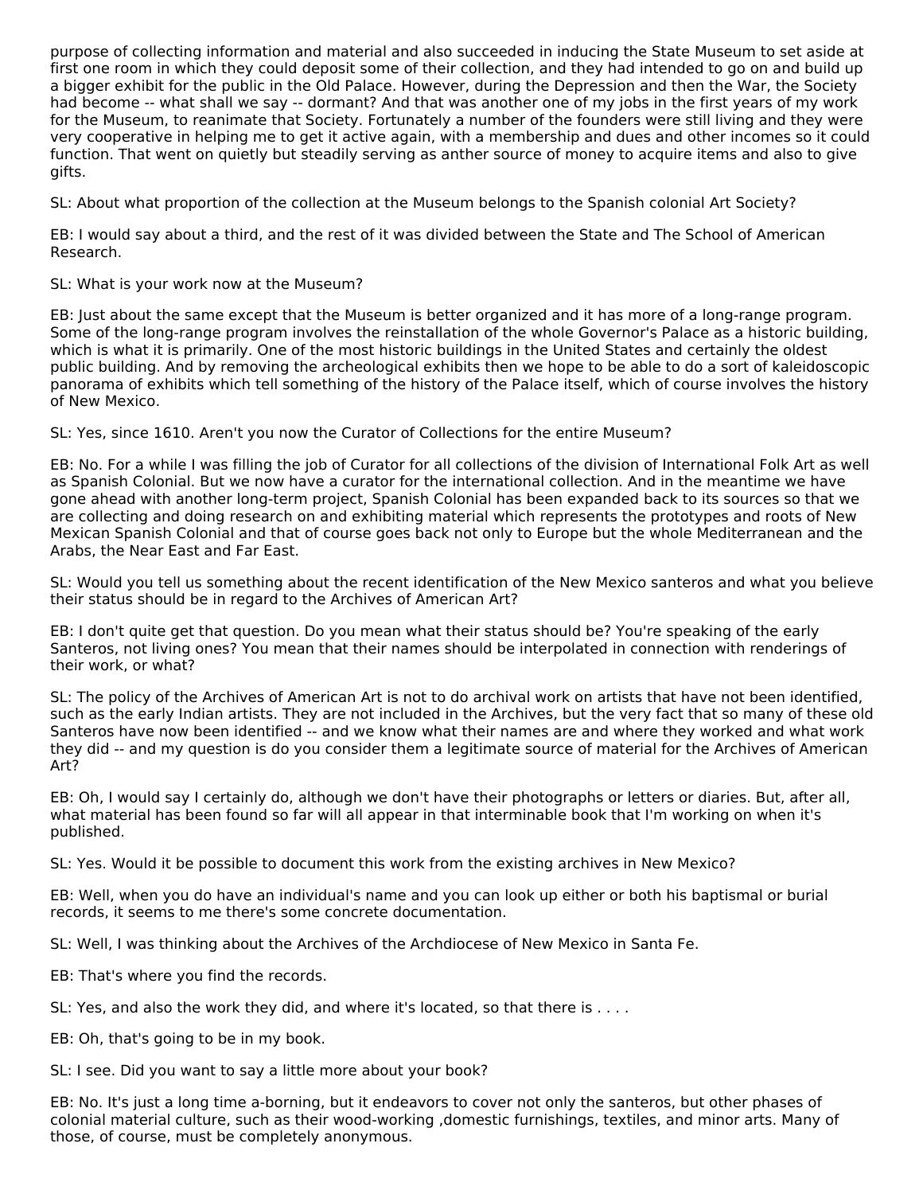purpose of collecting information and material and also succeeded in inducing the State Museum to set aside at first one room in which they could deposit some of their collection, and they had intended to go on and build up a bigger exhibit for the public in the Old Palace. However, during the Depression and then the War, the Society had become -- what shall we say -- dormant? And that was another one of my jobs in the first years of my work for the Museum, to reanimate that Society. Fortunately a number of the founders were still living and they were very cooperative in helping me to get it active again, with a membership and dues and other incomes so it could function. That went on quietly but steadily serving as anther source of money to acquire items and also to give gifts.

SL: About what proportion of the collection at the Museum belongs to the Spanish colonial Art Society?

EB: I would say about a third, and the rest of it was divided between the State and The School of American Research.

SL: What is your work now at the Museum?

EB: Just about the same except that the Museum is better organized and it has more of a long-range program. Some of the long-range program involves the reinstallation of the whole Governor's Palace as a historic building, which is what it is primarily. One of the most historic buildings in the United States and certainly the oldest public building. And by removing the archeological exhibits then we hope to be able to do a sort of kaleidoscopic panorama of exhibits which tell something of the history of the Palace itself, which of course involves the history of New Mexico.

SL: Yes, since 1610. Aren't you now the Curator of Collections for the entire Museum?

EB: No. For a while I was filling the job of Curator for all collections of the division of International Folk Art as well as Spanish Colonial. But we now have a curator for the international collection. And in the meantime we have gone ahead with another long-term project, Spanish Colonial has been expanded back to its sources so that we are collecting and doing research on and exhibiting material which represents the prototypes and roots of New Mexican Spanish Colonial and that of course goes back not only to Europe but the whole Mediterranean and the Arabs, the Near East and Far East.

SL: Would you tell us something about the recent identification of the New Mexico santeros and what you believe their status should be in regard to the Archives of American Art?

EB: I don't quite get that question. Do you mean what their status should be? You're speaking of the early Santeros, not living ones? You mean that their names should be interpolated in connection with renderings of their work, or what?

SL: The policy of the Archives of American Art is not to do archival work on artists that have not been identified, such as the early Indian artists. They are not included in the Archives, but the very fact that so many of these old Santeros have now been identified -- and we know what their names are and where they worked and what work they did -- and my question is do you consider them a legitimate source of material for the Archives of American Art?

EB: Oh, I would say I certainly do, although we don't have their photographs or letters or diaries. But, after all, what material has been found so far will all appear in that interminable book that I'm working on when it's published.

SL: Yes. Would it be possible to document this work from the existing archives in New Mexico?

EB: Well, when you do have an individual's name and you can look up either or both his baptismal or burial records, it seems to me there's some concrete documentation.

SL: Well, I was thinking about the Archives of the Archdiocese of New Mexico in Santa Fe.

EB: That's where you find the records.

SL: Yes, and also the work they did, and where it's located, so that there is . . . .

EB: Oh, that's going to be in my book.

SL: I see. Did you want to say a little more about your book?

EB: No. It's just a long time a-borning, but it endeavors to cover not only the santeros, but other phases of colonial material culture, such as their wood-working ,domestic furnishings, textiles, and minor arts. Many of those, of course, must be completely anonymous.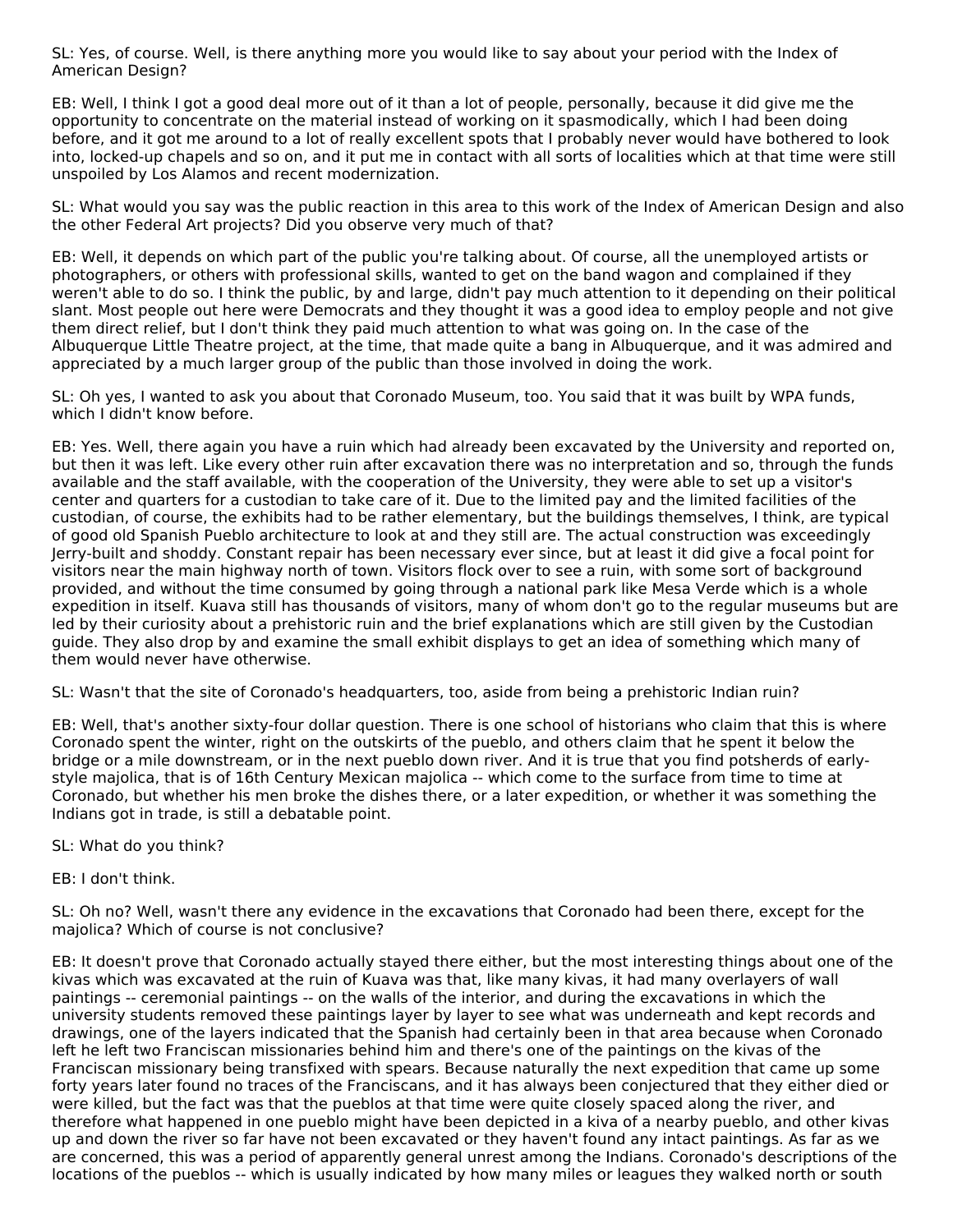SL: Yes, of course. Well, is there anything more you would like to say about your period with the Index of American Design?

EB: Well, I think I got a good deal more out of it than a lot of people, personally, because it did give me the opportunity to concentrate on the material instead of working on it spasmodically, which I had been doing before, and it got me around to a lot of really excellent spots that I probably never would have bothered to look into, locked-up chapels and so on, and it put me in contact with all sorts of localities which at that time were still unspoiled by Los Alamos and recent modernization.

SL: What would you say was the public reaction in this area to this work of the Index of American Design and also the other Federal Art projects? Did you observe very much of that?

EB: Well, it depends on which part of the public you're talking about. Of course, all the unemployed artists or photographers, or others with professional skills, wanted to get on the band wagon and complained if they weren't able to do so. I think the public, by and large, didn't pay much attention to it depending on their political slant. Most people out here were Democrats and they thought it was a good idea to employ people and not give them direct relief, but I don't think they paid much attention to what was going on. In the case of the Albuquerque Little Theatre project, at the time, that made quite a bang in Albuquerque, and it was admired and appreciated by a much larger group of the public than those involved in doing the work.

SL: Oh yes, I wanted to ask you about that Coronado Museum, too. You said that it was built by WPA funds, which I didn't know before.

EB: Yes. Well, there again you have a ruin which had already been excavated by the University and reported on, but then it was left. Like every other ruin after excavation there was no interpretation and so, through the funds available and the staff available, with the cooperation of the University, they were able to set up a visitor's center and quarters for a custodian to take care of it. Due to the limited pay and the limited facilities of the custodian, of course, the exhibits had to be rather elementary, but the buildings themselves, I think, are typical of good old Spanish Pueblo architecture to look at and they still are. The actual construction was exceedingly Jerry-built and shoddy. Constant repair has been necessary ever since, but at least it did give a focal point for visitors near the main highway north of town. Visitors flock over to see a ruin, with some sort of background provided, and without the time consumed by going through a national park like Mesa Verde which is a whole expedition in itself. Kuava still has thousands of visitors, many of whom don't go to the regular museums but are led by their curiosity about a prehistoric ruin and the brief explanations which are still given by the Custodian guide. They also drop by and examine the small exhibit displays to get an idea of something which many of them would never have otherwise.

SL: Wasn't that the site of Coronado's headquarters, too, aside from being a prehistoric Indian ruin?

EB: Well, that's another sixty-four dollar question. There is one school of historians who claim that this is where Coronado spent the winter, right on the outskirts of the pueblo, and others claim that he spent it below the bridge or a mile downstream, or in the next pueblo down river. And it is true that you find potsherds of early-style majolica, that is of 16th Century Mexican majolica -- which come to the surface from time to time at Coronado, but whether his men broke the dishes there, or a later expedition, or whether it was something the Indians got in trade, is still a debatable point.

SL: What do you think?

EB: I don't think.

SL: Oh no? Well, wasn't there any evidence in the excavations that Coronado had been there, except for the majolica? Which of course is not conclusive?

EB: It doesn't prove that Coronado actually stayed there either, but the most interesting things about one of the kivas which was excavated at the ruin of Kuava was that, like many kivas, it had many overlayers of wall paintings -- ceremonial paintings -- on the walls of the interior, and during the excavations in which the university students removed these paintings layer by layer to see what was underneath and kept records and drawings, one of the layers indicated that the Spanish had certainly been in that area because when Coronado left he left two Franciscan missionaries behind him and there's one of the paintings on the kivas of the Franciscan missionary being transfixed with spears. Because naturally the next expedition that came up some forty years later found no traces of the Franciscans, and it has always been conjectured that they either died or were killed, but the fact was that the pueblos at that time were quite closely spaced along the river, and therefore what happened in one pueblo might have been depicted in a kiva of a nearby pueblo, and other kivas up and down the river so far have not been excavated or they haven't found any intact paintings. As far as we are concerned, this was a period of apparently general unrest among the Indians. Coronado's descriptions of the locations of the pueblos -- which is usually indicated by how many miles or leagues they walked north or south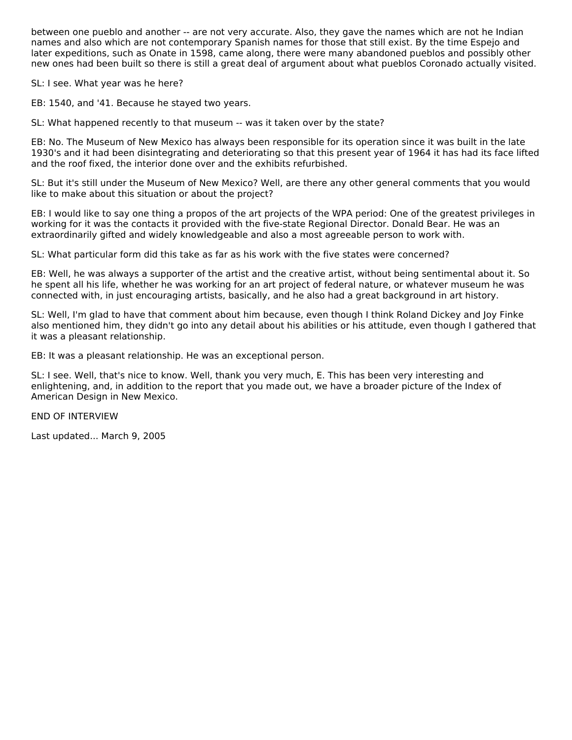between one pueblo and another -- are not very accurate. Also, they gave the names which are not he Indian names and also which are not contemporary Spanish names for those that still exist. By the time Espejo and later expeditions, such as Onate in 1598, came along, there were many abandoned pueblos and possibly other new ones had been built so there is still a great deal of argument about what pueblos Coronado actually visited.

SL: I see. What year was he here?

EB: 1540, and '41. Because he stayed two years.

SL: What happened recently to that museum -- was it taken over by the state?

EB: No. The Museum of New Mexico has always been responsible for its operation since it was built in the late 1930's and it had been disintegrating and deteriorating so that this present year of 1964 it has had its face lifted and the roof fixed, the interior done over and the exhibits refurbished.

SL: But it's still under the Museum of New Mexico? Well, are there any other general comments that you would like to make about this situation or about the project?

EB: I would like to say one thing a propos of the art projects of the WPA period: One of the greatest privileges in working for it was the contacts it provided with the five-state Regional Director. Donald Bear. He was an extraordinarily gifted and widely knowledgeable and also a most agreeable person to work with.

SL: What particular form did this take as far as his work with the five states were concerned?

EB: Well, he was always a supporter of the artist and the creative artist, without being sentimental about it. So he spent all his life, whether he was working for an art project of federal nature, or whatever museum he was connected with, in just encouraging artists, basically, and he also had a great background in art history.

SL: Well, I'm glad to have that comment about him because, even though I think Roland Dickey and Joy Finke also mentioned him, they didn't go into any detail about his abilities or his attitude, even though I gathered that it was a pleasant relationship.

EB: It was a pleasant relationship. He was an exceptional person.

SL: I see. Well, that's nice to know. Well, thank you very much, E. This has been very interesting and enlightening, and, in addition to the report that you made out, we have a broader picture of the Index of American Design in New Mexico.

END OF INTERVIEW

Last updated... March 9, 2005